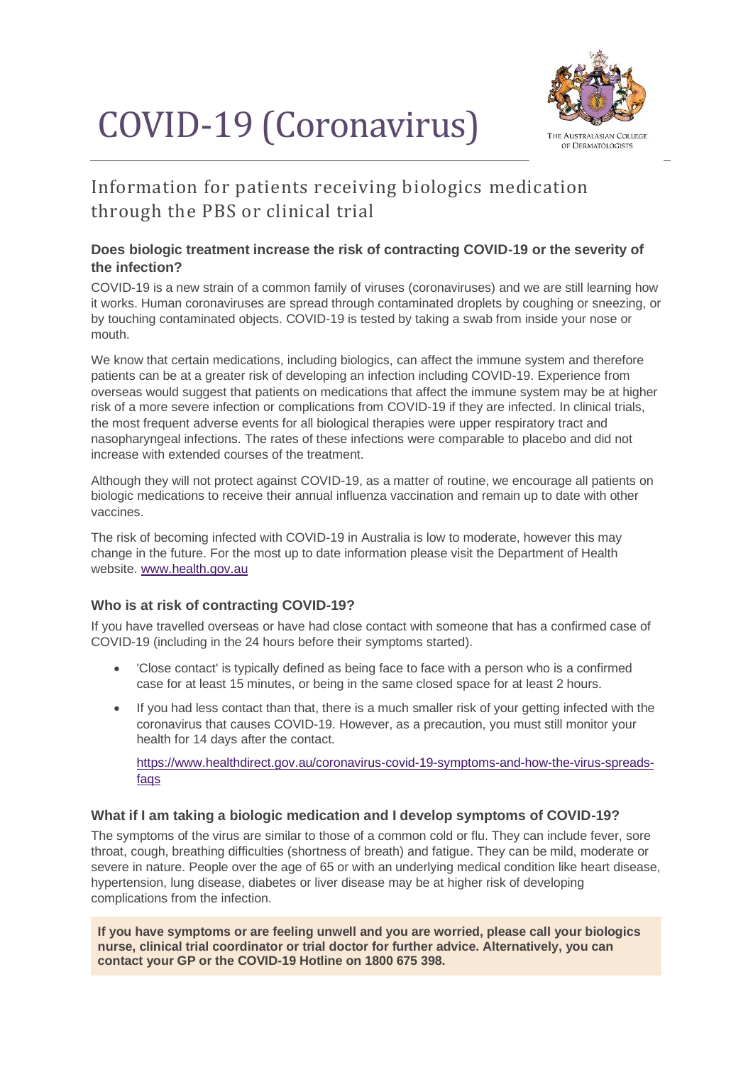# COVID-19 (Coronavirus)

THE AUSTRALASIAN COLLEGE OF DERMATOLOGISTS

## Information for patients receiving biologics medication through the PBS or clinical trial

### Does biologic treatment increase the risk of contracting COVID-19 or the severity of the infection?

COVID-19 is a new strain of a common family of viruses (coronaviruses) and we are still learning how it works. Human coronaviruses are spread through contaminated droplets by coughing or sneezing, or by touching contaminated objects. COVID-19 is tested by taking a swab from inside your nose or mouth.

We know that certain medications, including biologics, can affect the immune system and therefore patients can be at a greater risk of developing an infection including COVID-19. Experience from overseas would suggest that patients on medications that affect the immune system may be at higher risk of a more severe infection or complications from COVID-19 if they are infected. In clinical trials, the most frequent adverse events for all biological therapies were upper respiratory tract and nasopharyngeal infections. The rates of these infections were comparable to placebo and did not increase with extended courses of the treatment.

Although they will not protect against COVID-19, as a matter of routine, we encourage all patients on biologic medications to receive their annual influenza vaccination and remain up to date with other vaccines.

The risk of becoming infected with COVID-19 in Australia is low to moderate, however this may change in the future. For the most up to date information please visit the Department of Health website. www.health.gov.au

### Who is at risk of contracting COVID-19?

If you have travelled overseas or have had close contact with someone that has a confirmed case of COVID-19 (including in the 24 hours before their symptoms started).

- 'Close contact' is typically defined as being face to face with a person who is a confirmed case for at least 15 minutes, or being in the same closed space for at least 2 hours.
- If you had less contact than that, there is a much smaller risk of your getting infected with the coronavirus that causes COVID-19. However, as a precaution, you must still monitor your health for 14 days after the contact.

  https://www.healthdirect.gov.au/coronavirus-covid-19-symptoms-and-how-the-virus-spreads-faqs

### What if I am taking a biologic medication and I develop symptoms of COVID-19?

The symptoms of the virus are similar to those of a common cold or flu. They can include fever, sore throat, cough, breathing difficulties (shortness of breath) and fatigue. They can be mild, moderate or severe in nature. People over the age of 65 or with an underlying medical condition like heart disease, hypertension, lung disease, diabetes or liver disease may be at higher risk of developing complications from the infection.

**If you have symptoms or are feeling unwell and you are worried, please call your biologics nurse, clinical trial coordinator or trial doctor for further advice. Alternatively, you can contact your GP or the COVID-19 Hotline on 1800 675 398.**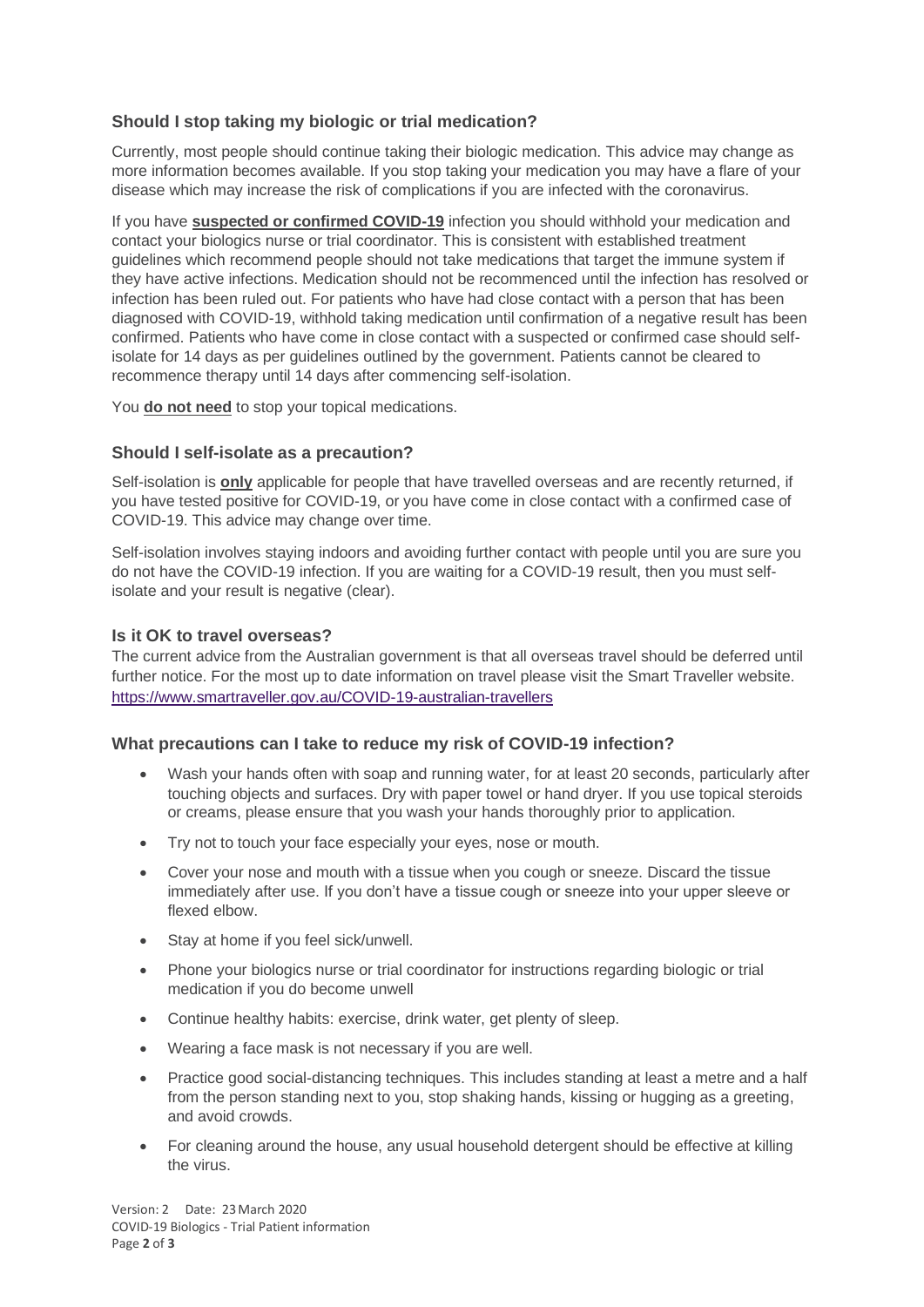### Should I stop taking my biologic or trial medication?

Currently, most people should continue taking their biologic medication. This advice may change as more information becomes available. If you stop taking your medication you may have a flare of your disease which may increase the risk of complications if you are infected with the coronavirus.

If you have **suspected or confirmed COVID-19** infection you should withhold your medication and contact your biologics nurse or trial coordinator. This is consistent with established treatment guidelines which recommend people should not take medications that target the immune system if they have active infections. Medication should not be recommenced until the infection has resolved or infection has been ruled out. For patients who have had close contact with a person that has been diagnosed with COVID-19, withhold taking medication until confirmation of a negative result has been confirmed. Patients who have come in close contact with a suspected or confirmed case should self-isolate for 14 days as per guidelines outlined by the government. Patients cannot be cleared to recommence therapy until 14 days after commencing self-isolation.

You **do not need** to stop your topical medications.

### Should I self-isolate as a precaution?

Self-isolation is **only** applicable for people that have travelled overseas and are recently returned, if you have tested positive for COVID-19, or you have come in close contact with a confirmed case of COVID-19. This advice may change over time.

Self-isolation involves staying indoors and avoiding further contact with people until you are sure you do not have the COVID-19 infection. If you are waiting for a COVID-19 result, then you must self-isolate and your result is negative (clear).

### Is it OK to travel overseas?

The current advice from the Australian government is that all overseas travel should be deferred until further notice. For the most up to date information on travel please visit the Smart Traveller website. https://www.smartraveller.gov.au/COVID-19-australian-travellers

### What precautions can I take to reduce my risk of COVID-19 infection?

- Wash your hands often with soap and running water, for at least 20 seconds, particularly after touching objects and surfaces. Dry with paper towel or hand dryer. If you use topical steroids or creams, please ensure that you wash your hands thoroughly prior to application.
- Try not to touch your face especially your eyes, nose or mouth.
- Cover your nose and mouth with a tissue when you cough or sneeze. Discard the tissue immediately after use. If you don't have a tissue cough or sneeze into your upper sleeve or flexed elbow.
- Stay at home if you feel sick/unwell.
- Phone your biologics nurse or trial coordinator for instructions regarding biologic or trial medication if you do become unwell
- Continue healthy habits: exercise, drink water, get plenty of sleep.
- Wearing a face mask is not necessary if you are well.
- Practice good social-distancing techniques. This includes standing at least a metre and a half from the person standing next to you, stop shaking hands, kissing or hugging as a greeting, and avoid crowds.
- For cleaning around the house, any usual household detergent should be effective at killing the virus.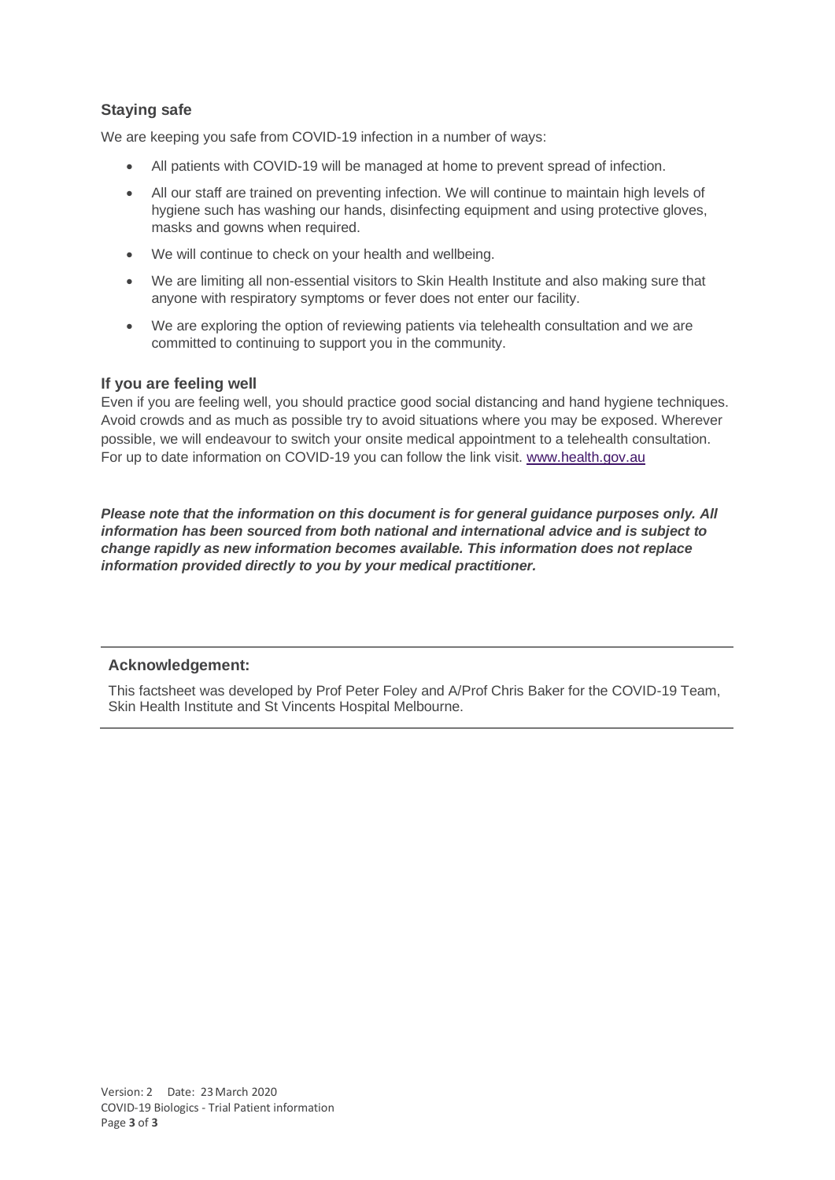## Staying safe

We are keeping you safe from COVID-19 infection in a number of ways:

- All patients with COVID-19 will be managed at home to prevent spread of infection.
- All our staff are trained on preventing infection. We will continue to maintain high levels of hygiene such has washing our hands, disinfecting equipment and using protective gloves, masks and gowns when required.
- We will continue to check on your health and wellbeing.
- We are limiting all non-essential visitors to Skin Health Institute and also making sure that anyone with respiratory symptoms or fever does not enter our facility.
- We are exploring the option of reviewing patients via telehealth consultation and we are committed to continuing to support you in the community.

## If you are feeling well

Even if you are feeling well, you should practice good social distancing and hand hygiene techniques. Avoid crowds and as much as possible try to avoid situations where you may be exposed. Wherever possible, we will endeavour to switch your onsite medical appointment to a telehealth consultation. For up to date information on COVID-19 you can follow the link visit. www.health.gov.au

***Please note that the information on this document is for general guidance purposes only. All information has been sourced from both national and international advice and is subject to change rapidly as new information becomes available. This information does not replace information provided directly to you by your medical practitioner.***

---

**Acknowledgement:**

This factsheet was developed by Prof Peter Foley and A/Prof Chris Baker for the COVID-19 Team, Skin Health Institute and St Vincents Hospital Melbourne.

---

Version: 2 Date: 23 March 2020
COVID-19 Biologics - Trial Patient information